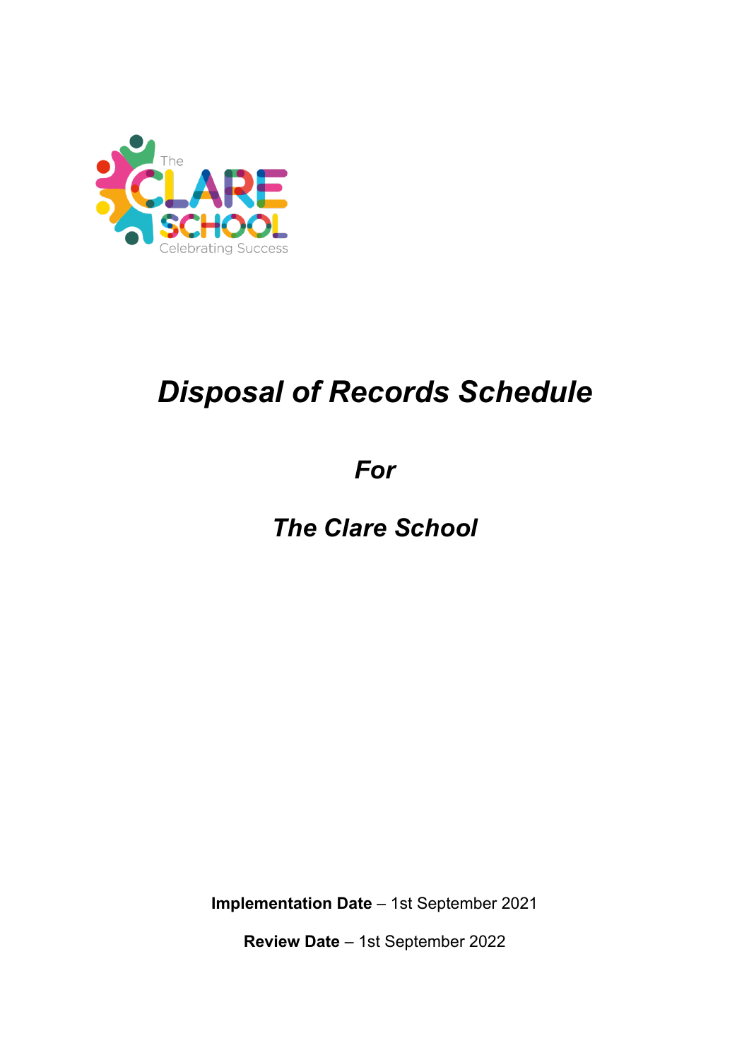# *Disposal of Records Schedule*

## *For*

## *The Clare School*

**Implementation Date** – 1st September 2021

**Review Date** – 1st September 2022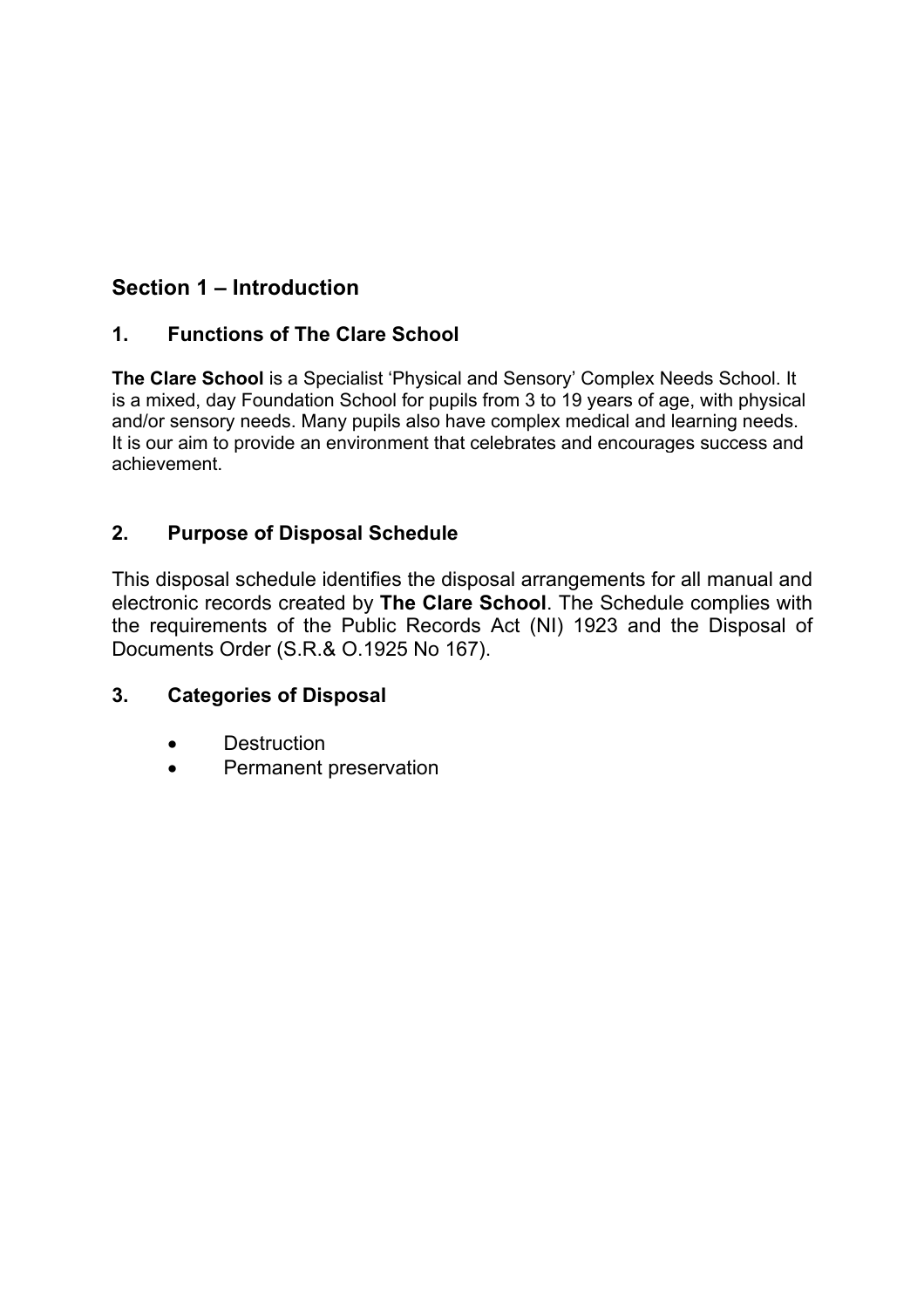## Section 1 – Introduction

### 1. Functions of The Clare School

**The Clare School** is a Specialist 'Physical and Sensory' Complex Needs School. It is a mixed, day Foundation School for pupils from 3 to 19 years of age, with physical and/or sensory needs. Many pupils also have complex medical and learning needs. It is our aim to provide an environment that celebrates and encourages success and achievement.

### 2. Purpose of Disposal Schedule

This disposal schedule identifies the disposal arrangements for all manual and electronic records created by **The Clare School**. The Schedule complies with the requirements of the Public Records Act (NI) 1923 and the Disposal of Documents Order (S.R.& O.1925 No 167).

### 3. Categories of Disposal

- Destruction
- Permanent preservation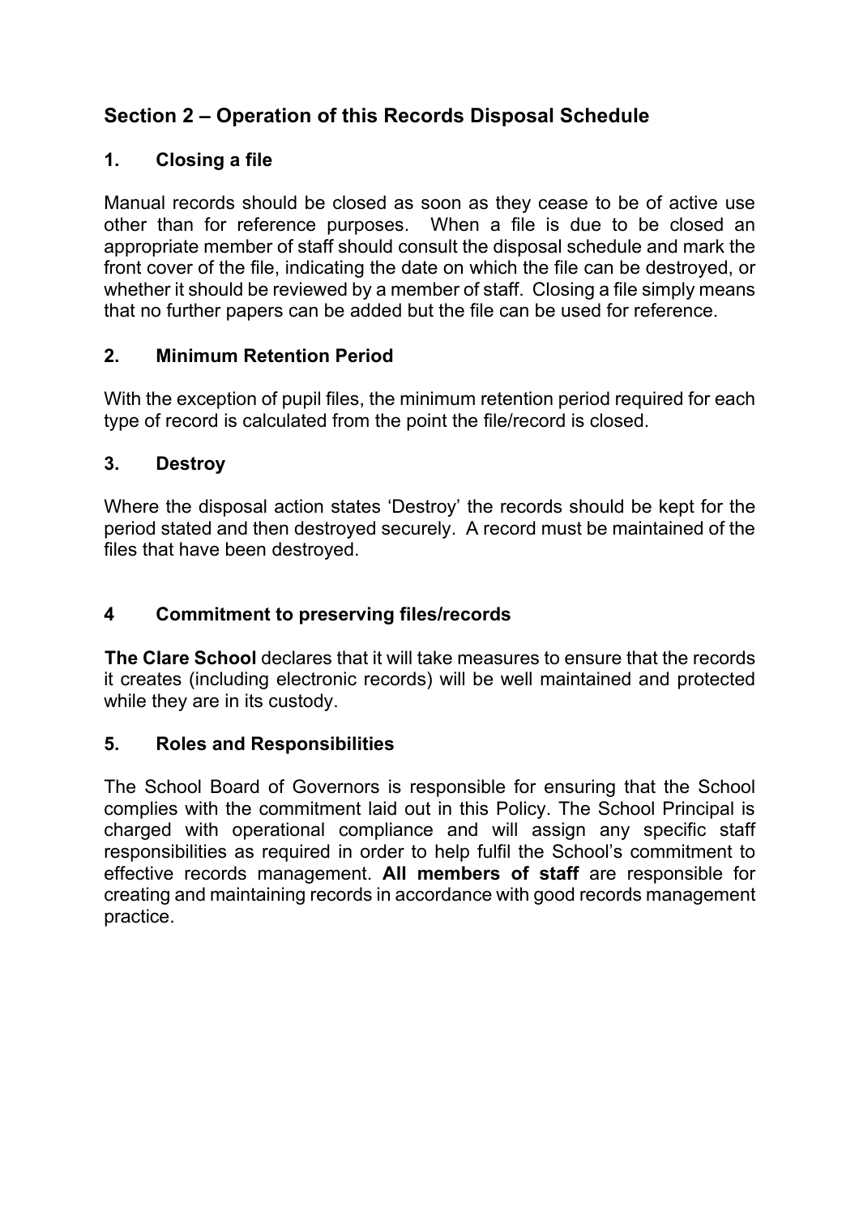## Section 2 – Operation of this Records Disposal Schedule

### 1. Closing a file

Manual records should be closed as soon as they cease to be of active use other than for reference purposes. When a file is due to be closed an appropriate member of staff should consult the disposal schedule and mark the front cover of the file, indicating the date on which the file can be destroyed, or whether it should be reviewed by a member of staff. Closing a file simply means that no further papers can be added but the file can be used for reference.

### 2. Minimum Retention Period

With the exception of pupil files, the minimum retention period required for each type of record is calculated from the point the file/record is closed.

### 3. Destroy

Where the disposal action states 'Destroy' the records should be kept for the period stated and then destroyed securely. A record must be maintained of the files that have been destroyed.

### 4 Commitment to preserving files/records

**The Clare School** declares that it will take measures to ensure that the records it creates (including electronic records) will be well maintained and protected while they are in its custody.

### 5. Roles and Responsibilities

The School Board of Governors is responsible for ensuring that the School complies with the commitment laid out in this Policy. The School Principal is charged with operational compliance and will assign any specific staff responsibilities as required in order to help fulfil the School's commitment to effective records management. **All members of staff** are responsible for creating and maintaining records in accordance with good records management practice.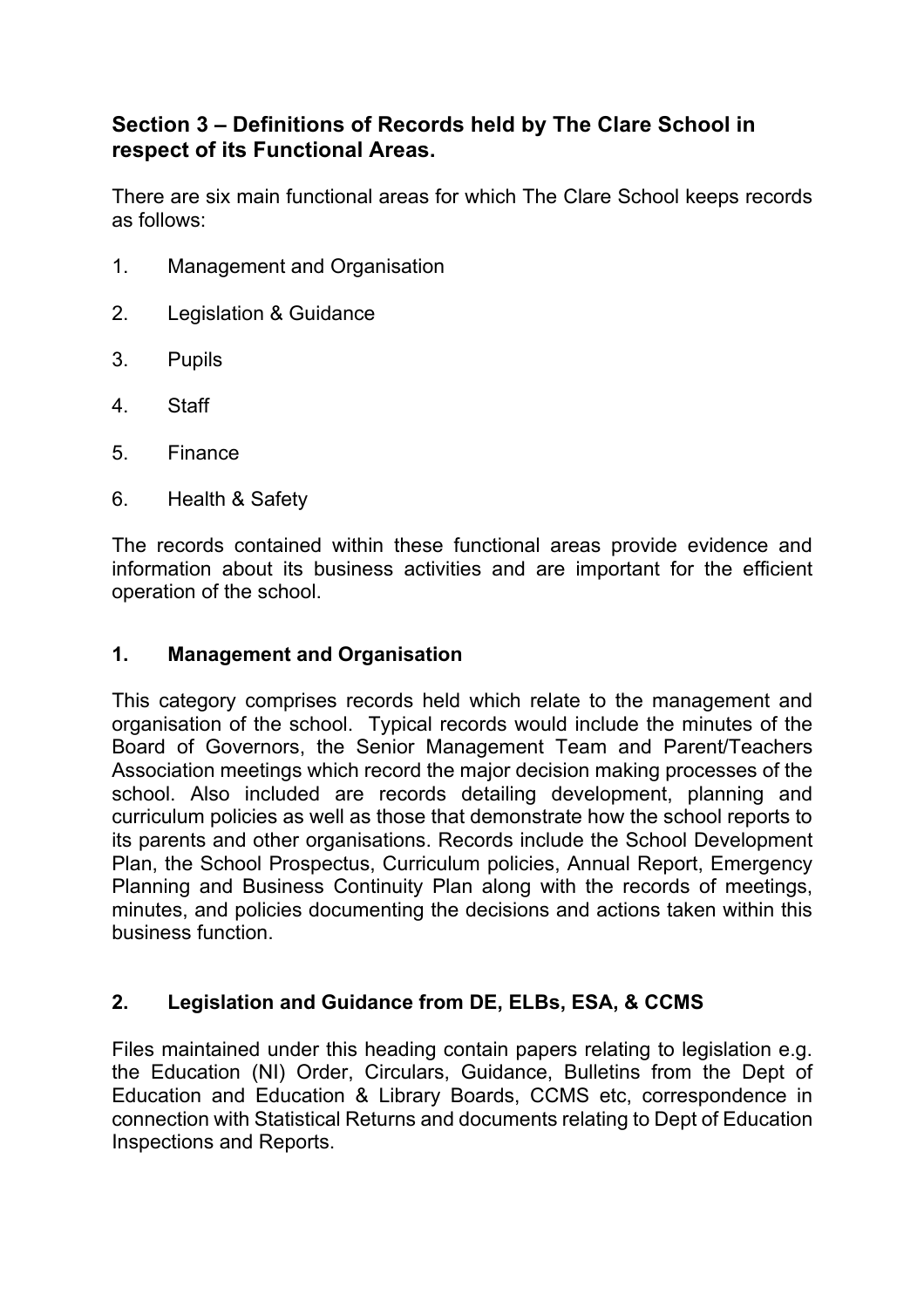## Section 3 – Definitions of Records held by The Clare School in respect of its Functional Areas.

There are six main functional areas for which The Clare School keeps records as follows:

1. Management and Organisation
2. Legislation & Guidance
3. Pupils
4. Staff
5. Finance
6. Health & Safety

The records contained within these functional areas provide evidence and information about its business activities and are important for the efficient operation of the school.

### 1. Management and Organisation

This category comprises records held which relate to the management and organisation of the school. Typical records would include the minutes of the Board of Governors, the Senior Management Team and Parent/Teachers Association meetings which record the major decision making processes of the school. Also included are records detailing development, planning and curriculum policies as well as those that demonstrate how the school reports to its parents and other organisations. Records include the School Development Plan, the School Prospectus, Curriculum policies, Annual Report, Emergency Planning and Business Continuity Plan along with the records of meetings, minutes, and policies documenting the decisions and actions taken within this business function.

### 2. Legislation and Guidance from DE, ELBs, ESA, & CCMS

Files maintained under this heading contain papers relating to legislation e.g. the Education (NI) Order, Circulars, Guidance, Bulletins from the Dept of Education and Education & Library Boards, CCMS etc, correspondence in connection with Statistical Returns and documents relating to Dept of Education Inspections and Reports.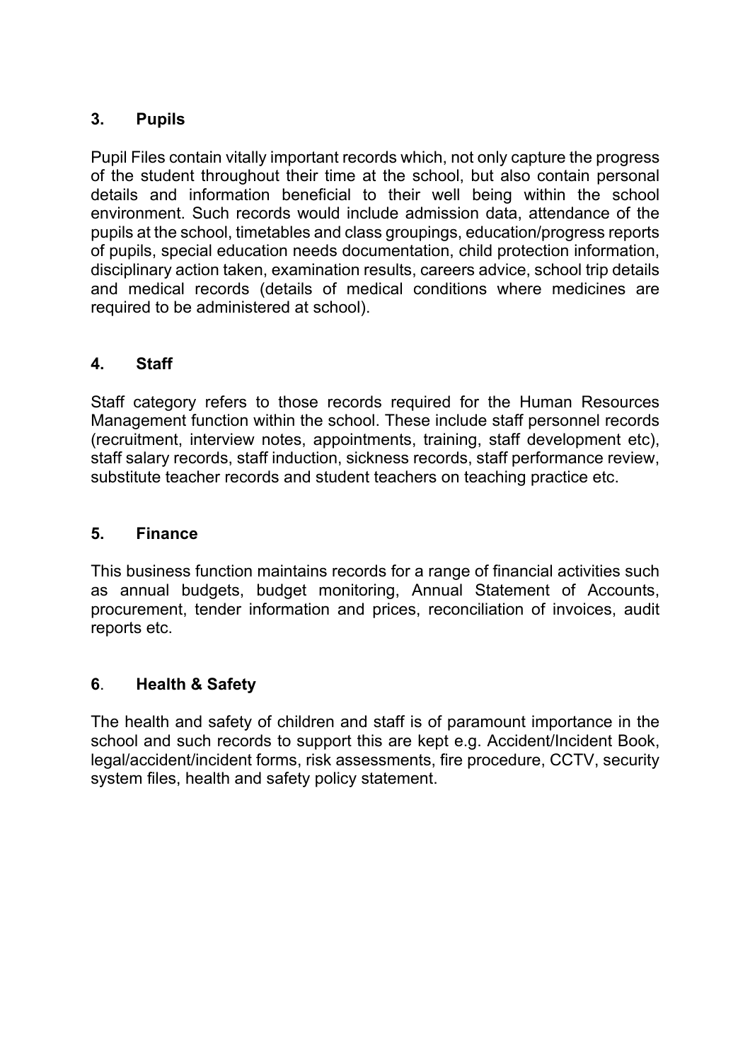## 3. Pupils

Pupil Files contain vitally important records which, not only capture the progress of the student throughout their time at the school, but also contain personal details and information beneficial to their well being within the school environment. Such records would include admission data, attendance of the pupils at the school, timetables and class groupings, education/progress reports of pupils, special education needs documentation, child protection information, disciplinary action taken, examination results, careers advice, school trip details and medical records (details of medical conditions where medicines are required to be administered at school).

## 4. Staff

Staff category refers to those records required for the Human Resources Management function within the school. These include staff personnel records (recruitment, interview notes, appointments, training, staff development etc), staff salary records, staff induction, sickness records, staff performance review, substitute teacher records and student teachers on teaching practice etc.

## 5. Finance

This business function maintains records for a range of financial activities such as annual budgets, budget monitoring, Annual Statement of Accounts, procurement, tender information and prices, reconciliation of invoices, audit reports etc.

## 6. Health & Safety

The health and safety of children and staff is of paramount importance in the school and such records to support this are kept e.g. Accident/Incident Book, legal/accident/incident forms, risk assessments, fire procedure, CCTV, security system files, health and safety policy statement.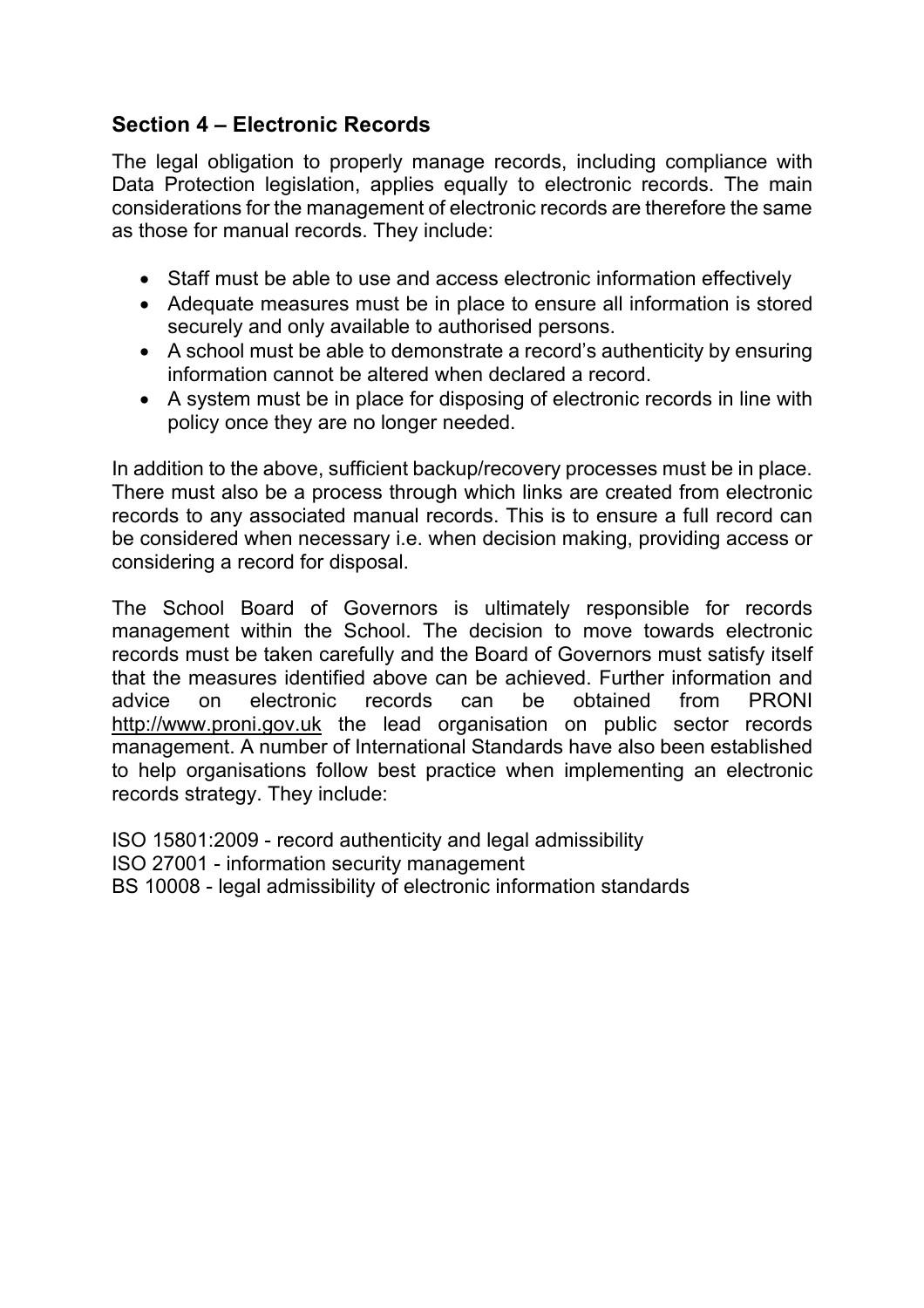## Section 4 – Electronic Records

The legal obligation to properly manage records, including compliance with Data Protection legislation, applies equally to electronic records. The main considerations for the management of electronic records are therefore the same as those for manual records. They include:

- Staff must be able to use and access electronic information effectively
- Adequate measures must be in place to ensure all information is stored securely and only available to authorised persons.
- A school must be able to demonstrate a record's authenticity by ensuring information cannot be altered when declared a record.
- A system must be in place for disposing of electronic records in line with policy once they are no longer needed.

In addition to the above, sufficient backup/recovery processes must be in place. There must also be a process through which links are created from electronic records to any associated manual records. This is to ensure a full record can be considered when necessary i.e. when decision making, providing access or considering a record for disposal.

The School Board of Governors is ultimately responsible for records management within the School. The decision to move towards electronic records must be taken carefully and the Board of Governors must satisfy itself that the measures identified above can be achieved. Further information and advice on electronic records can be obtained from PRONI http://www.proni.gov.uk the lead organisation on public sector records management. A number of International Standards have also been established to help organisations follow best practice when implementing an electronic records strategy. They include:

ISO 15801:2009 - record authenticity and legal admissibility
ISO 27001 - information security management
BS 10008 - legal admissibility of electronic information standards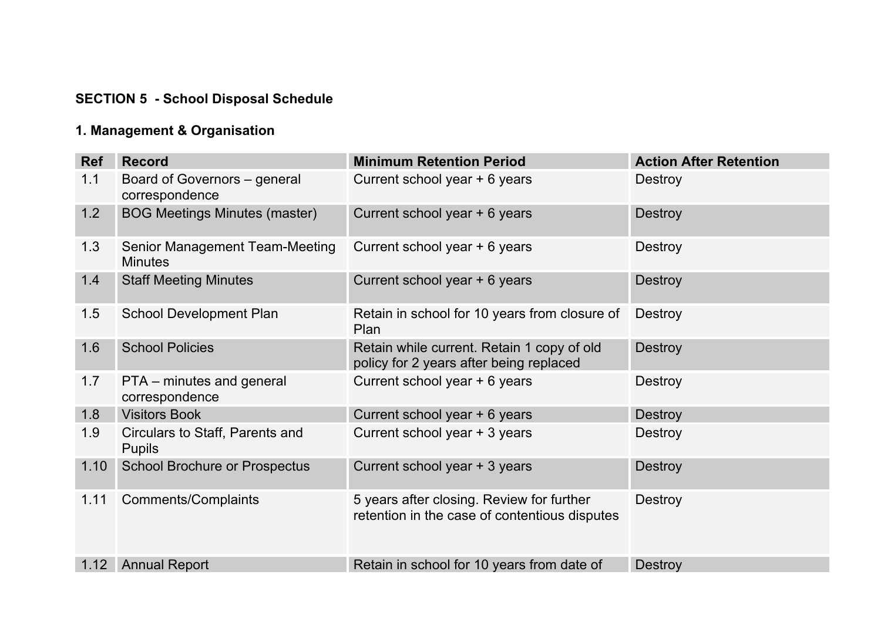**SECTION 5 - School Disposal Schedule**

**1. Management & Organisation**

| Ref | Record | Minimum Retention Period | Action After Retention |
|---|---|---|---|
| 1.1 | Board of Governors – general correspondence | Current school year + 6 years | Destroy |
| 1.2 | BOG Meetings Minutes (master) | Current school year + 6 years | Destroy |
| 1.3 | Senior Management Team-Meeting Minutes | Current school year + 6 years | Destroy |
| 1.4 | Staff Meeting Minutes | Current school year + 6 years | Destroy |
| 1.5 | School Development Plan | Retain in school for 10 years from closure of Plan | Destroy |
| 1.6 | School Policies | Retain while current. Retain 1 copy of old policy for 2 years after being replaced | Destroy |
| 1.7 | PTA – minutes and general correspondence | Current school year + 6 years | Destroy |
| 1.8 | Visitors Book | Current school year + 6 years | Destroy |
| 1.9 | Circulars to Staff, Parents and Pupils | Current school year + 3 years | Destroy |
| 1.10 | School Brochure or Prospectus | Current school year + 3 years | Destroy |
| 1.11 | Comments/Complaints | 5 years after closing. Review for further retention in the case of contentious disputes | Destroy |
| 1.12 | Annual Report | Retain in school for 10 years from date of | Destroy |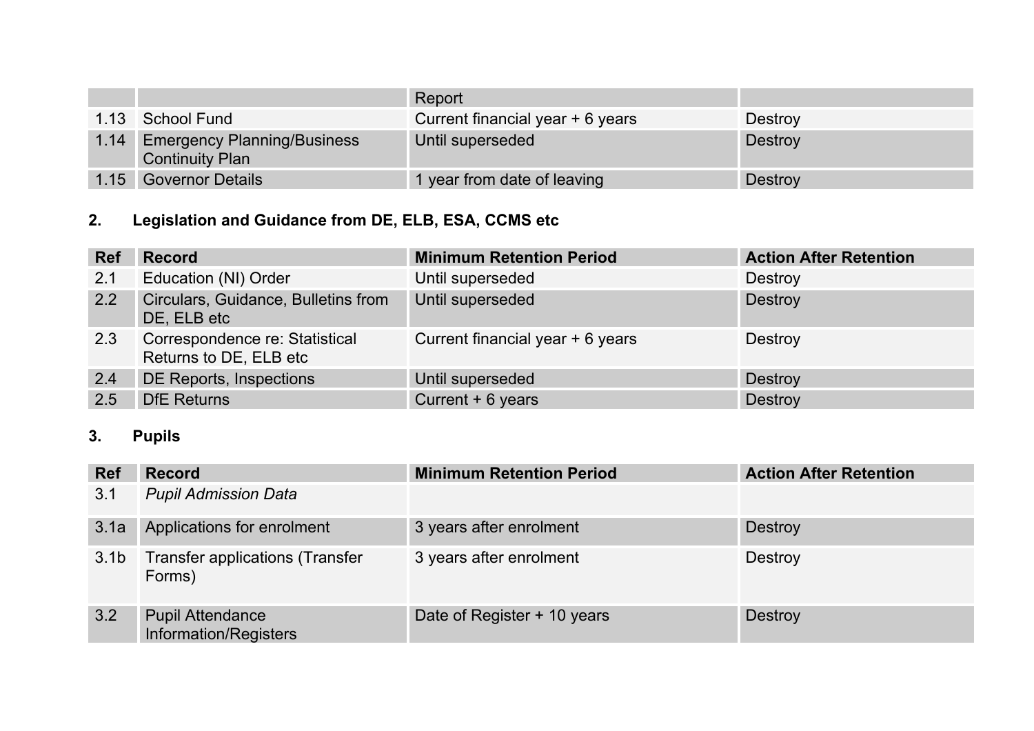| | | Report | |
|---|---|---|---|
| 1.13 | School Fund | Current financial year + 6 years | Destroy |
| 1.14 | Emergency Planning/Business Continuity Plan | Until superseded | Destroy |
| 1.15 | Governor Details | 1 year from date of leaving | Destroy |

## 2. Legislation and Guidance from DE, ELB, ESA, CCMS etc

| Ref | Record | Minimum Retention Period | Action After Retention |
|---|---|---|---|
| 2.1 | Education (NI) Order | Until superseded | Destroy |
| 2.2 | Circulars, Guidance, Bulletins from DE, ELB etc | Until superseded | Destroy |
| 2.3 | Correspondence re: Statistical Returns to DE, ELB etc | Current financial year + 6 years | Destroy |
| 2.4 | DE Reports, Inspections | Until superseded | Destroy |
| 2.5 | DfE Returns | Current + 6 years | Destroy |

## 3. Pupils

| Ref | Record | Minimum Retention Period | Action After Retention |
|---|---|---|---|
| 3.1 | *Pupil Admission Data* | | |
| 3.1a | Applications for enrolment | 3 years after enrolment | Destroy |
| 3.1b | Transfer applications (Transfer Forms) | 3 years after enrolment | Destroy |
| 3.2 | Pupil Attendance Information/Registers | Date of Register + 10 years | Destroy |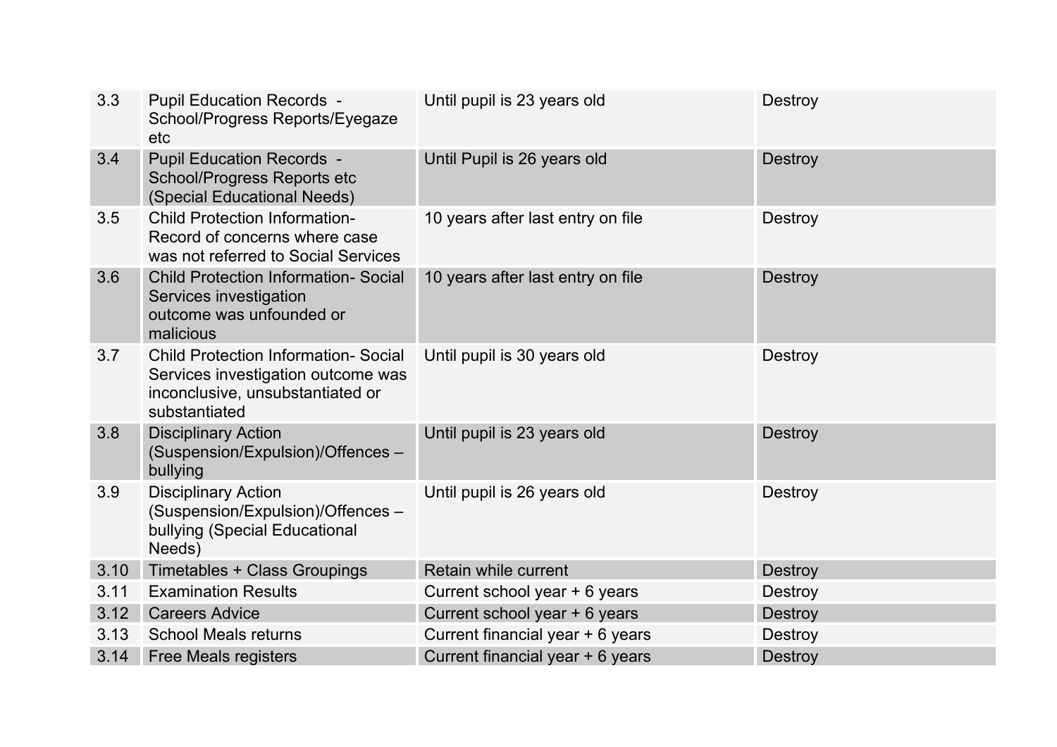| | | | |
|---|---|---|---|
| 3.3 | Pupil Education Records - School/Progress Reports/Eyegaze etc | Until pupil is 23 years old | Destroy |
| 3.4 | Pupil Education Records - School/Progress Reports etc (Special Educational Needs) | Until Pupil is 26 years old | Destroy |
| 3.5 | Child Protection Information- Record of concerns where case was not referred to Social Services | 10 years after last entry on file | Destroy |
| 3.6 | Child Protection Information- Social Services investigation outcome was unfounded or malicious | 10 years after last entry on file | Destroy |
| 3.7 | Child Protection Information- Social Services investigation outcome was inconclusive, unsubstantiated or substantiated | Until pupil is 30 years old | Destroy |
| 3.8 | Disciplinary Action (Suspension/Expulsion)/Offences – bullying | Until pupil is 23 years old | Destroy |
| 3.9 | Disciplinary Action (Suspension/Expulsion)/Offences – bullying (Special Educational Needs) | Until pupil is 26 years old | Destroy |
| 3.10 | Timetables + Class Groupings | Retain while current | Destroy |
| 3.11 | Examination Results | Current school year + 6 years | Destroy |
| 3.12 | Careers Advice | Current school year + 6 years | Destroy |
| 3.13 | School Meals returns | Current financial year + 6 years | Destroy |
| 3.14 | Free Meals registers | Current financial year + 6 years | Destroy |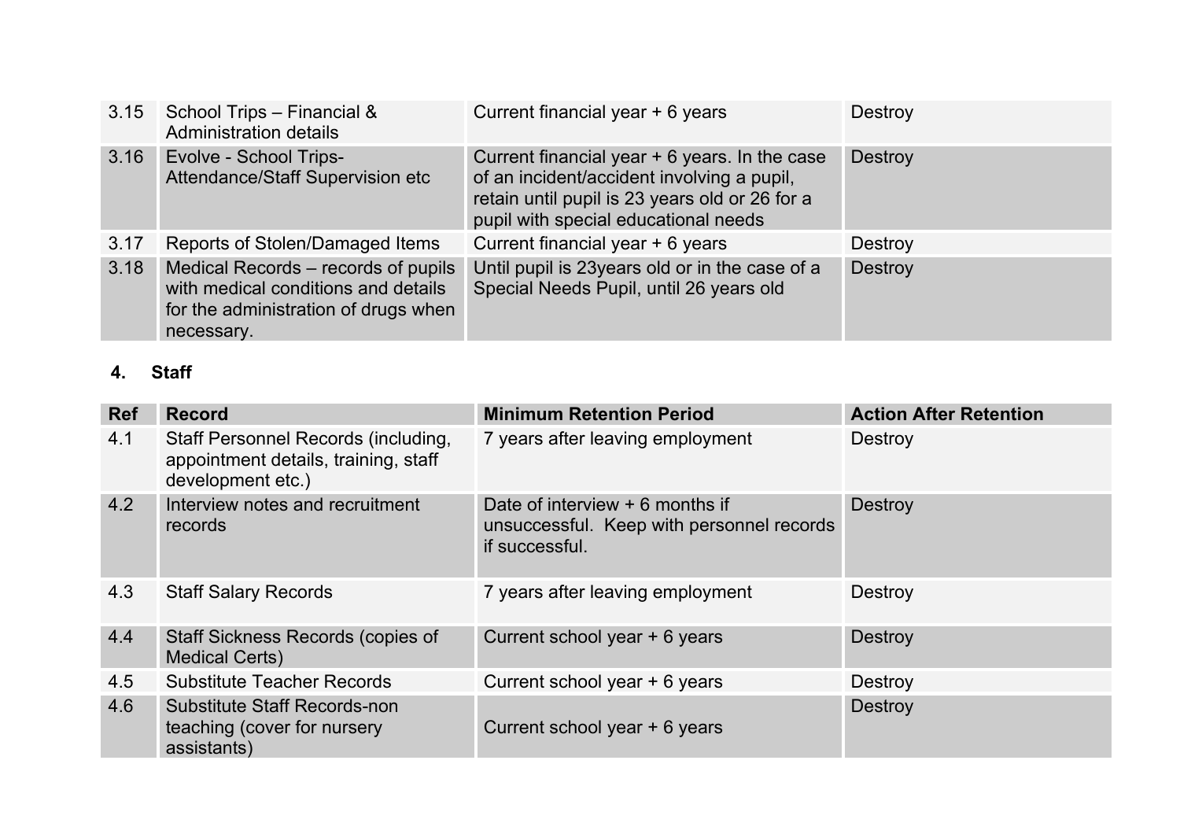| 3.15 | School Trips – Financial & Administration details | Current financial year + 6 years | Destroy |
|---|---|---|---|
| 3.16 | Evolve - School Trips-Attendance/Staff Supervision etc | Current financial year + 6 years. In the case of an incident/accident involving a pupil, retain until pupil is 23 years old or 26 for a pupil with special educational needs | Destroy |
| 3.17 | Reports of Stolen/Damaged Items | Current financial year + 6 years | Destroy |
| 3.18 | Medical Records – records of pupils with medical conditions and details for the administration of drugs when necessary. | Until pupil is 23years old or in the case of a Special Needs Pupil, until 26 years old | Destroy |

## 4. Staff

| Ref | Record | Minimum Retention Period | Action After Retention |
|---|---|---|---|
| 4.1 | Staff Personnel Records (including, appointment details, training, staff development etc.) | 7 years after leaving employment | Destroy |
| 4.2 | Interview notes and recruitment records | Date of interview + 6 months if unsuccessful. Keep with personnel records if successful. | Destroy |
| 4.3 | Staff Salary Records | 7 years after leaving employment | Destroy |
| 4.4 | Staff Sickness Records (copies of Medical Certs) | Current school year + 6 years | Destroy |
| 4.5 | Substitute Teacher Records | Current school year + 6 years | Destroy |
| 4.6 | Substitute Staff Records-non teaching (cover for nursery assistants) | Current school year + 6 years | Destroy |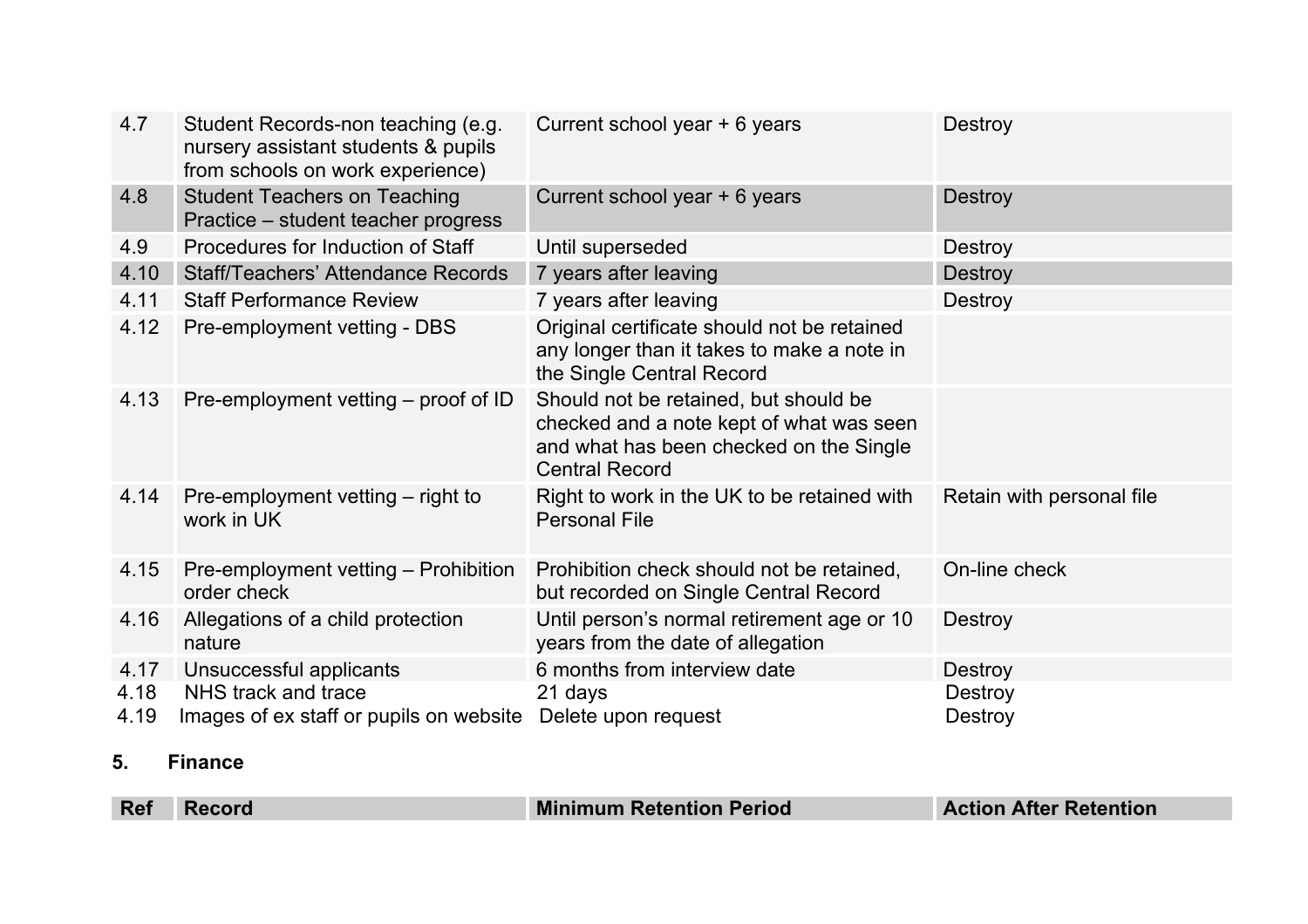| 4.7 | Student Records-non teaching (e.g. nursery assistant students & pupils from schools on work experience) | Current school year + 6 years | Destroy |
|---|---|---|---|
| 4.8 | Student Teachers on Teaching Practice – student teacher progress | Current school year + 6 years | Destroy |
| 4.9 | Procedures for Induction of Staff | Until superseded | Destroy |
| 4.10 | Staff/Teachers' Attendance Records | 7 years after leaving | Destroy |
| 4.11 | Staff Performance Review | 7 years after leaving | Destroy |
| 4.12 | Pre-employment vetting - DBS | Original certificate should not be retained any longer than it takes to make a note in the Single Central Record | |
| 4.13 | Pre-employment vetting – proof of ID | Should not be retained, but should be checked and a note kept of what was seen and what has been checked on the Single Central Record | |
| 4.14 | Pre-employment vetting – right to work in UK | Right to work in the UK to be retained with Personal File | Retain with personal file |
| 4.15 | Pre-employment vetting – Prohibition order check | Prohibition check should not be retained, but recorded on Single Central Record | On-line check |
| 4.16 | Allegations of a child protection nature | Until person's normal retirement age or 10 years from the date of allegation | Destroy |
| 4.17 | Unsuccessful applicants | 6 months from interview date | Destroy |
| 4.18 | NHS track and trace | 21 days | Destroy |
| 4.19 | Images of ex staff or pupils on website | Delete upon request | Destroy |

## 5. Finance

| Ref | Record | Minimum Retention Period | Action After Retention |
|---|---|---|---|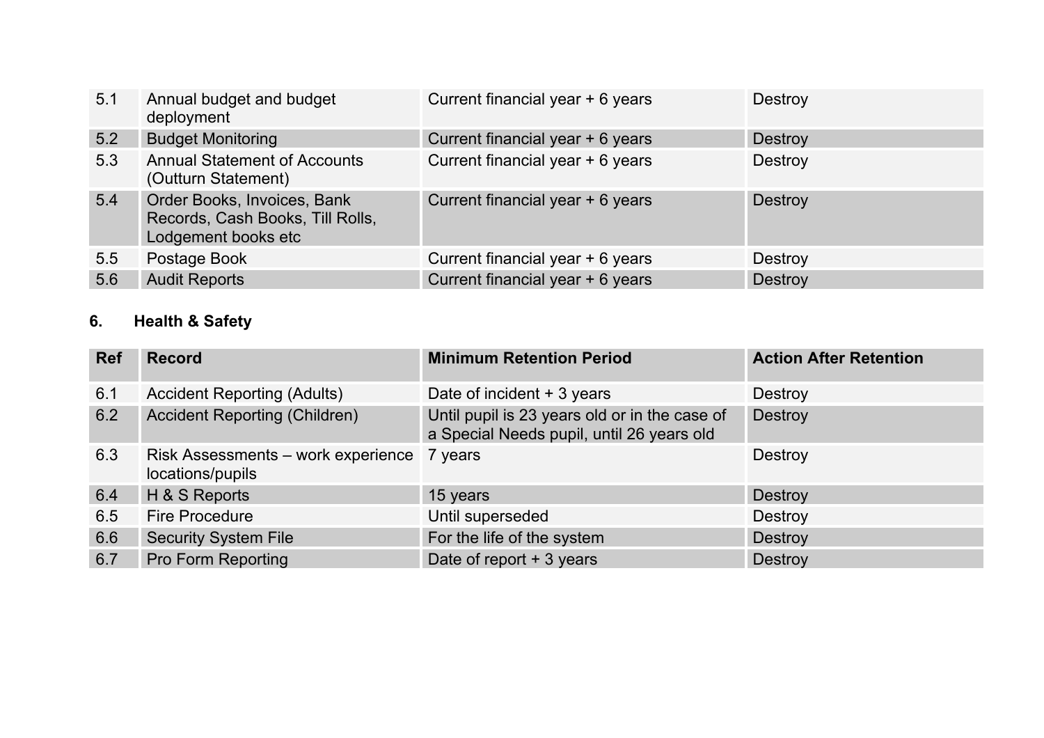| | | | |
|---|---|---|---|
| 5.1 | Annual budget and budget deployment | Current financial year + 6 years | Destroy |
| 5.2 | Budget Monitoring | Current financial year + 6 years | Destroy |
| 5.3 | Annual Statement of Accounts (Outturn Statement) | Current financial year + 6 years | Destroy |
| 5.4 | Order Books, Invoices, Bank Records, Cash Books, Till Rolls, Lodgement books etc | Current financial year + 6 years | Destroy |
| 5.5 | Postage Book | Current financial year + 6 years | Destroy |
| 5.6 | Audit Reports | Current financial year + 6 years | Destroy |

## 6. Health & Safety

| Ref | Record | Minimum Retention Period | Action After Retention |
|---|---|---|---|
| 6.1 | Accident Reporting (Adults) | Date of incident + 3 years | Destroy |
| 6.2 | Accident Reporting (Children) | Until pupil is 23 years old or in the case of a Special Needs pupil, until 26 years old | Destroy |
| 6.3 | Risk Assessments – work experience locations/pupils | 7 years | Destroy |
| 6.4 | H & S Reports | 15 years | Destroy |
| 6.5 | Fire Procedure | Until superseded | Destroy |
| 6.6 | Security System File | For the life of the system | Destroy |
| 6.7 | Pro Form Reporting | Date of report + 3 years | Destroy |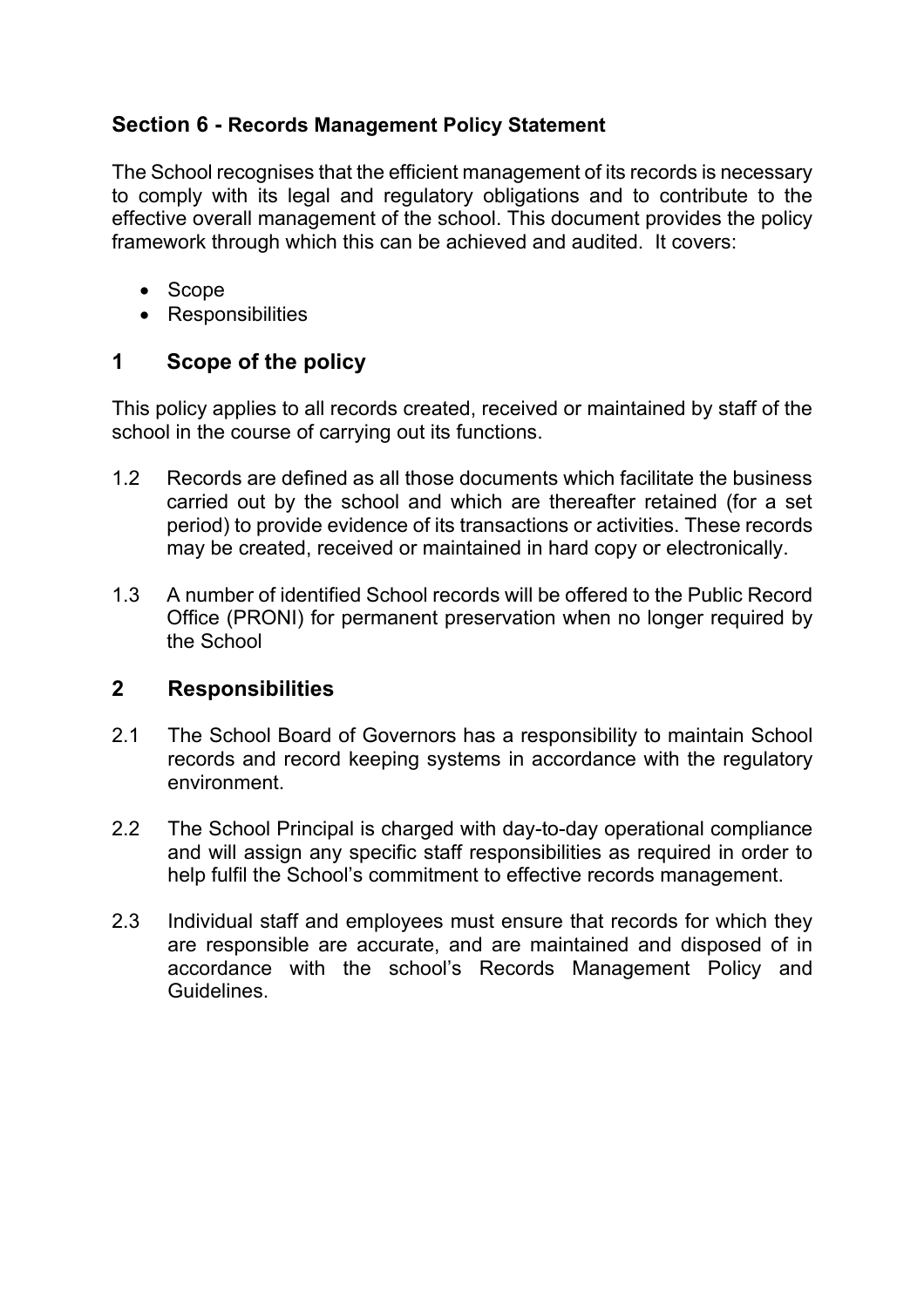## Section 6 - Records Management Policy Statement

The School recognises that the efficient management of its records is necessary to comply with its legal and regulatory obligations and to contribute to the effective overall management of the school. This document provides the policy framework through which this can be achieved and audited. It covers:

- Scope
- Responsibilities

## 1 Scope of the policy

This policy applies to all records created, received or maintained by staff of the school in the course of carrying out its functions.

1.2 Records are defined as all those documents which facilitate the business carried out by the school and which are thereafter retained (for a set period) to provide evidence of its transactions or activities. These records may be created, received or maintained in hard copy or electronically.

1.3 A number of identified School records will be offered to the Public Record Office (PRONI) for permanent preservation when no longer required by the School

## 2 Responsibilities

2.1 The School Board of Governors has a responsibility to maintain School records and record keeping systems in accordance with the regulatory environment.

2.2 The School Principal is charged with day-to-day operational compliance and will assign any specific staff responsibilities as required in order to help fulfil the School's commitment to effective records management.

2.3 Individual staff and employees must ensure that records for which they are responsible are accurate, and are maintained and disposed of in accordance with the school's Records Management Policy and Guidelines.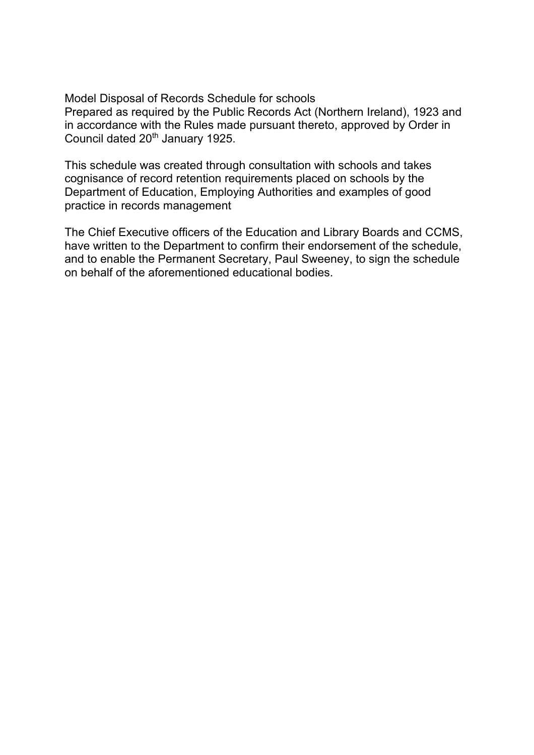Model Disposal of Records Schedule for schools
Prepared as required by the Public Records Act (Northern Ireland), 1923 and in accordance with the Rules made pursuant thereto, approved by Order in Council dated 20th January 1925.

This schedule was created through consultation with schools and takes cognisance of record retention requirements placed on schools by the Department of Education, Employing Authorities and examples of good practice in records management

The Chief Executive officers of the Education and Library Boards and CCMS, have written to the Department to confirm their endorsement of the schedule, and to enable the Permanent Secretary, Paul Sweeney, to sign the schedule on behalf of the aforementioned educational bodies.